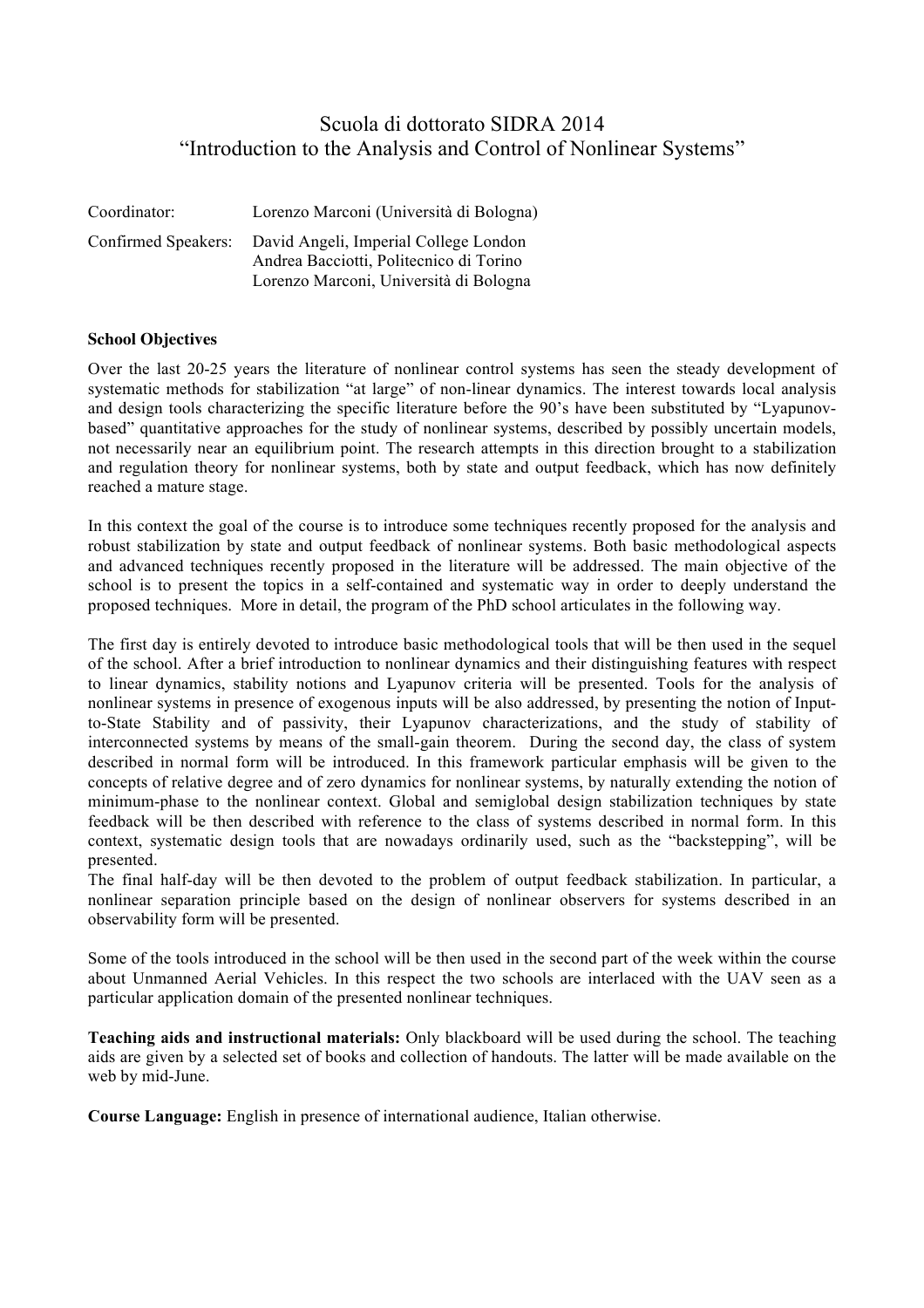# Scuola di dottorato SIDRA 2014
# "Introduction to the Analysis and Control of Nonlinear Systems"

Coordinator: Lorenzo Marconi (Università di Bologna)

Confirmed Speakers: David Angeli, Imperial College London
Andrea Bacciotti, Politecnico di Torino
Lorenzo Marconi, Università di Bologna

**School Objectives**

Over the last 20-25 years the literature of nonlinear control systems has seen the steady development of systematic methods for stabilization "at large" of non-linear dynamics. The interest towards local analysis and design tools characterizing the specific literature before the 90's have been substituted by "Lyapunov-based" quantitative approaches for the study of nonlinear systems, described by possibly uncertain models, not necessarily near an equilibrium point. The research attempts in this direction brought to a stabilization and regulation theory for nonlinear systems, both by state and output feedback, which has now definitely reached a mature stage.

In this context the goal of the course is to introduce some techniques recently proposed for the analysis and robust stabilization by state and output feedback of nonlinear systems. Both basic methodological aspects and advanced techniques recently proposed in the literature will be addressed. The main objective of the school is to present the topics in a self-contained and systematic way in order to deeply understand the proposed techniques. More in detail, the program of the PhD school articulates in the following way.

The first day is entirely devoted to introduce basic methodological tools that will be then used in the sequel of the school. After a brief introduction to nonlinear dynamics and their distinguishing features with respect to linear dynamics, stability notions and Lyapunov criteria will be presented. Tools for the analysis of nonlinear systems in presence of exogenous inputs will be also addressed, by presenting the notion of Input-to-State Stability and of passivity, their Lyapunov characterizations, and the study of stability of interconnected systems by means of the small-gain theorem. During the second day, the class of system described in normal form will be introduced. In this framework particular emphasis will be given to the concepts of relative degree and of zero dynamics for nonlinear systems, by naturally extending the notion of minimum-phase to the nonlinear context. Global and semiglobal design stabilization techniques by state feedback will be then described with reference to the class of systems described in normal form. In this context, systematic design tools that are nowadays ordinarily used, such as the "backstepping", will be presented.
The final half-day will be then devoted to the problem of output feedback stabilization. In particular, a nonlinear separation principle based on the design of nonlinear observers for systems described in an observability form will be presented.

Some of the tools introduced in the school will be then used in the second part of the week within the course about Unmanned Aerial Vehicles. In this respect the two schools are interlaced with the UAV seen as a particular application domain of the presented nonlinear techniques.

**Teaching aids and instructional materials:** Only blackboard will be used during the school. The teaching aids are given by a selected set of books and collection of handouts. The latter will be made available on the web by mid-June.

**Course Language:** English in presence of international audience, Italian otherwise.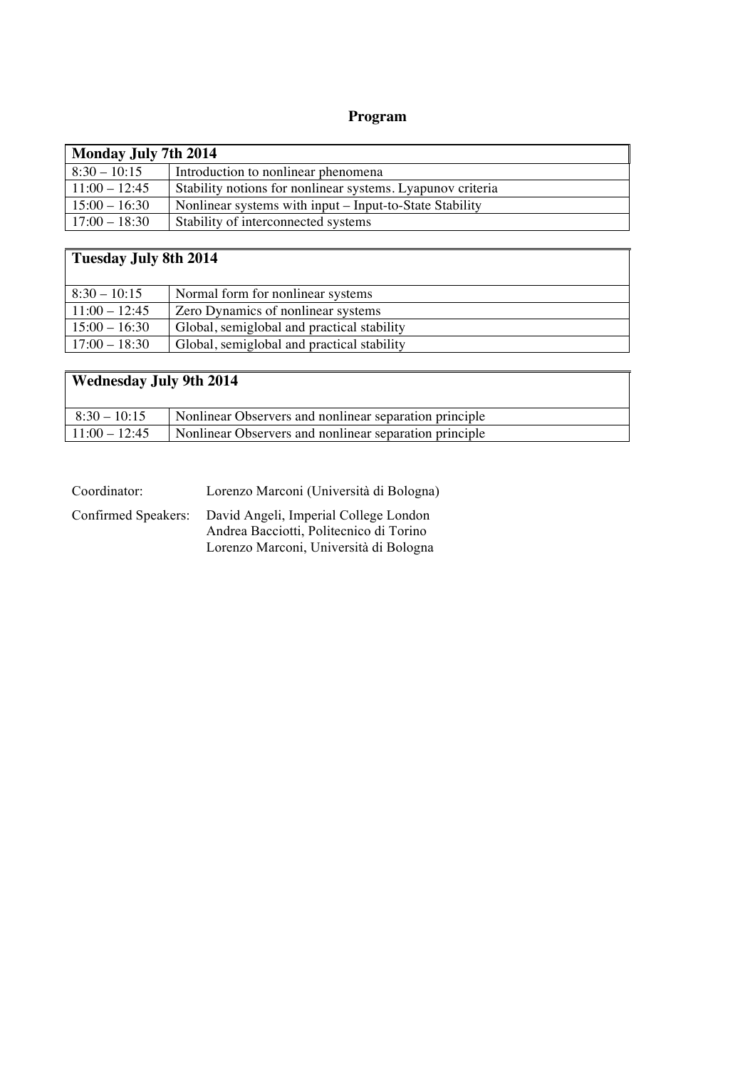# Program

| Monday July 7th 2014 | |
|---|---|
| 8:30 – 10:15 | Introduction to nonlinear phenomena |
| 11:00 – 12:45 | Stability notions for nonlinear systems. Lyapunov criteria |
| 15:00 – 16:30 | Nonlinear systems with input – Input-to-State Stability |
| 17:00 – 18:30 | Stability of interconnected systems |

| Tuesday July 8th 2014 | |
|---|---|
| 8:30 – 10:15 | Normal form for nonlinear systems |
| 11:00 – 12:45 | Zero Dynamics of nonlinear systems |
| 15:00 – 16:30 | Global, semiglobal and practical stability |
| 17:00 – 18:30 | Global, semiglobal and practical stability |

| Wednesday July 9th 2014 | |
|---|---|
| 8:30 – 10:15 | Nonlinear Observers and nonlinear separation principle |
| 11:00 – 12:45 | Nonlinear Observers and nonlinear separation principle |

Coordinator: Lorenzo Marconi (Università di Bologna)

Confirmed Speakers: David Angeli, Imperial College London
Andrea Bacciotti, Politecnico di Torino
Lorenzo Marconi, Università di Bologna